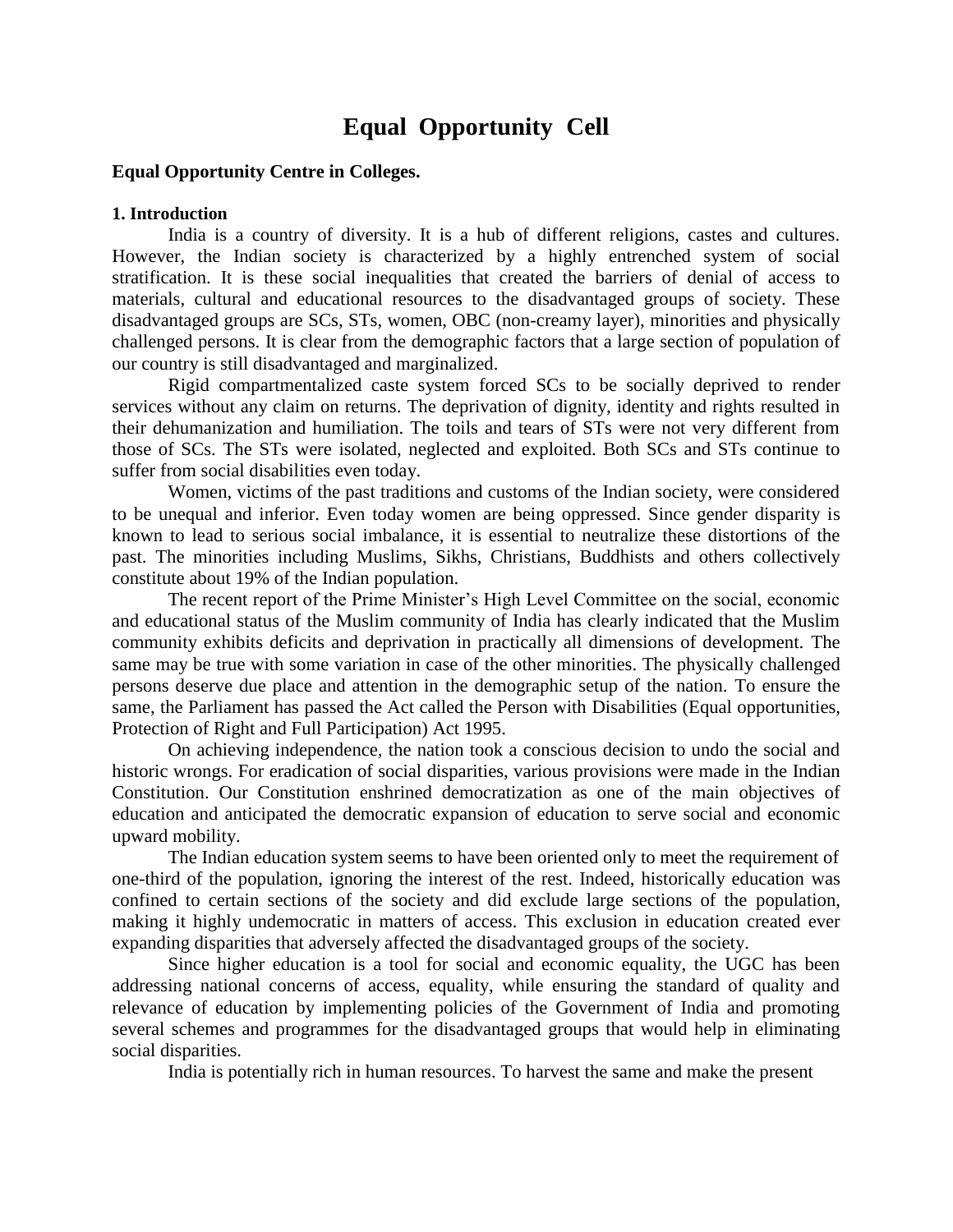# Equal Opportunity Cell

**Equal Opportunity Centre in Colleges.**

**1. Introduction**

India is a country of diversity. It is a hub of different religions, castes and cultures. However, the Indian society is characterized by a highly entrenched system of social stratification. It is these social inequalities that created the barriers of denial of access to materials, cultural and educational resources to the disadvantaged groups of society. These disadvantaged groups are SCs, STs, women, OBC (non-creamy layer), minorities and physically challenged persons. It is clear from the demographic factors that a large section of population of our country is still disadvantaged and marginalized.

Rigid compartmentalized caste system forced SCs to be socially deprived to render services without any claim on returns. The deprivation of dignity, identity and rights resulted in their dehumanization and humiliation. The toils and tears of STs were not very different from those of SCs. The STs were isolated, neglected and exploited. Both SCs and STs continue to suffer from social disabilities even today.

Women, victims of the past traditions and customs of the Indian society, were considered to be unequal and inferior. Even today women are being oppressed. Since gender disparity is known to lead to serious social imbalance, it is essential to neutralize these distortions of the past. The minorities including Muslims, Sikhs, Christians, Buddhists and others collectively constitute about 19% of the Indian population.

The recent report of the Prime Minister's High Level Committee on the social, economic and educational status of the Muslim community of India has clearly indicated that the Muslim community exhibits deficits and deprivation in practically all dimensions of development. The same may be true with some variation in case of the other minorities. The physically challenged persons deserve due place and attention in the demographic setup of the nation. To ensure the same, the Parliament has passed the Act called the Person with Disabilities (Equal opportunities, Protection of Right and Full Participation) Act 1995.

On achieving independence, the nation took a conscious decision to undo the social and historic wrongs. For eradication of social disparities, various provisions were made in the Indian Constitution. Our Constitution enshrined democratization as one of the main objectives of education and anticipated the democratic expansion of education to serve social and economic upward mobility.

The Indian education system seems to have been oriented only to meet the requirement of one-third of the population, ignoring the interest of the rest. Indeed, historically education was confined to certain sections of the society and did exclude large sections of the population, making it highly undemocratic in matters of access. This exclusion in education created ever expanding disparities that adversely affected the disadvantaged groups of the society.

Since higher education is a tool for social and economic equality, the UGC has been addressing national concerns of access, equality, while ensuring the standard of quality and relevance of education by implementing policies of the Government of India and promoting several schemes and programmes for the disadvantaged groups that would help in eliminating social disparities.

India is potentially rich in human resources. To harvest the same and make the present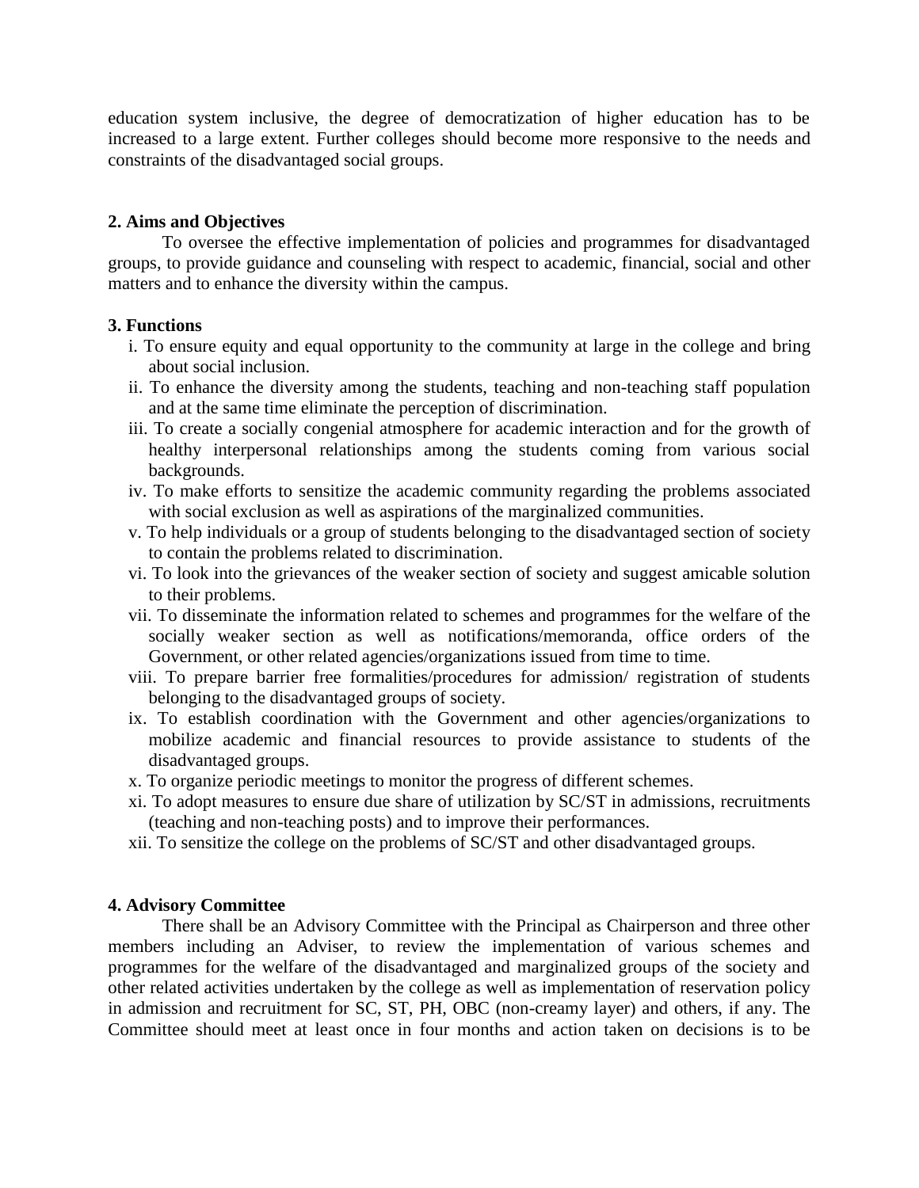education system inclusive, the degree of democratization of higher education has to be increased to a large extent. Further colleges should become more responsive to the needs and constraints of the disadvantaged social groups.

**2. Aims and Objectives**

To oversee the effective implementation of policies and programmes for disadvantaged groups, to provide guidance and counseling with respect to academic, financial, social and other matters and to enhance the diversity within the campus.

**3. Functions**

i. To ensure equity and equal opportunity to the community at large in the college and bring about social inclusion.

ii. To enhance the diversity among the students, teaching and non-teaching staff population and at the same time eliminate the perception of discrimination.

iii. To create a socially congenial atmosphere for academic interaction and for the growth of healthy interpersonal relationships among the students coming from various social backgrounds.

iv. To make efforts to sensitize the academic community regarding the problems associated with social exclusion as well as aspirations of the marginalized communities.

v. To help individuals or a group of students belonging to the disadvantaged section of society to contain the problems related to discrimination.

vi. To look into the grievances of the weaker section of society and suggest amicable solution to their problems.

vii. To disseminate the information related to schemes and programmes for the welfare of the socially weaker section as well as notifications/memoranda, office orders of the Government, or other related agencies/organizations issued from time to time.

viii. To prepare barrier free formalities/procedures for admission/ registration of students belonging to the disadvantaged groups of society.

ix. To establish coordination with the Government and other agencies/organizations to mobilize academic and financial resources to provide assistance to students of the disadvantaged groups.

x. To organize periodic meetings to monitor the progress of different schemes.

xi. To adopt measures to ensure due share of utilization by SC/ST in admissions, recruitments (teaching and non-teaching posts) and to improve their performances.

xii. To sensitize the college on the problems of SC/ST and other disadvantaged groups.

**4. Advisory Committee**

There shall be an Advisory Committee with the Principal as Chairperson and three other members including an Adviser, to review the implementation of various schemes and programmes for the welfare of the disadvantaged and marginalized groups of the society and other related activities undertaken by the college as well as implementation of reservation policy in admission and recruitment for SC, ST, PH, OBC (non-creamy layer) and others, if any. The Committee should meet at least once in four months and action taken on decisions is to be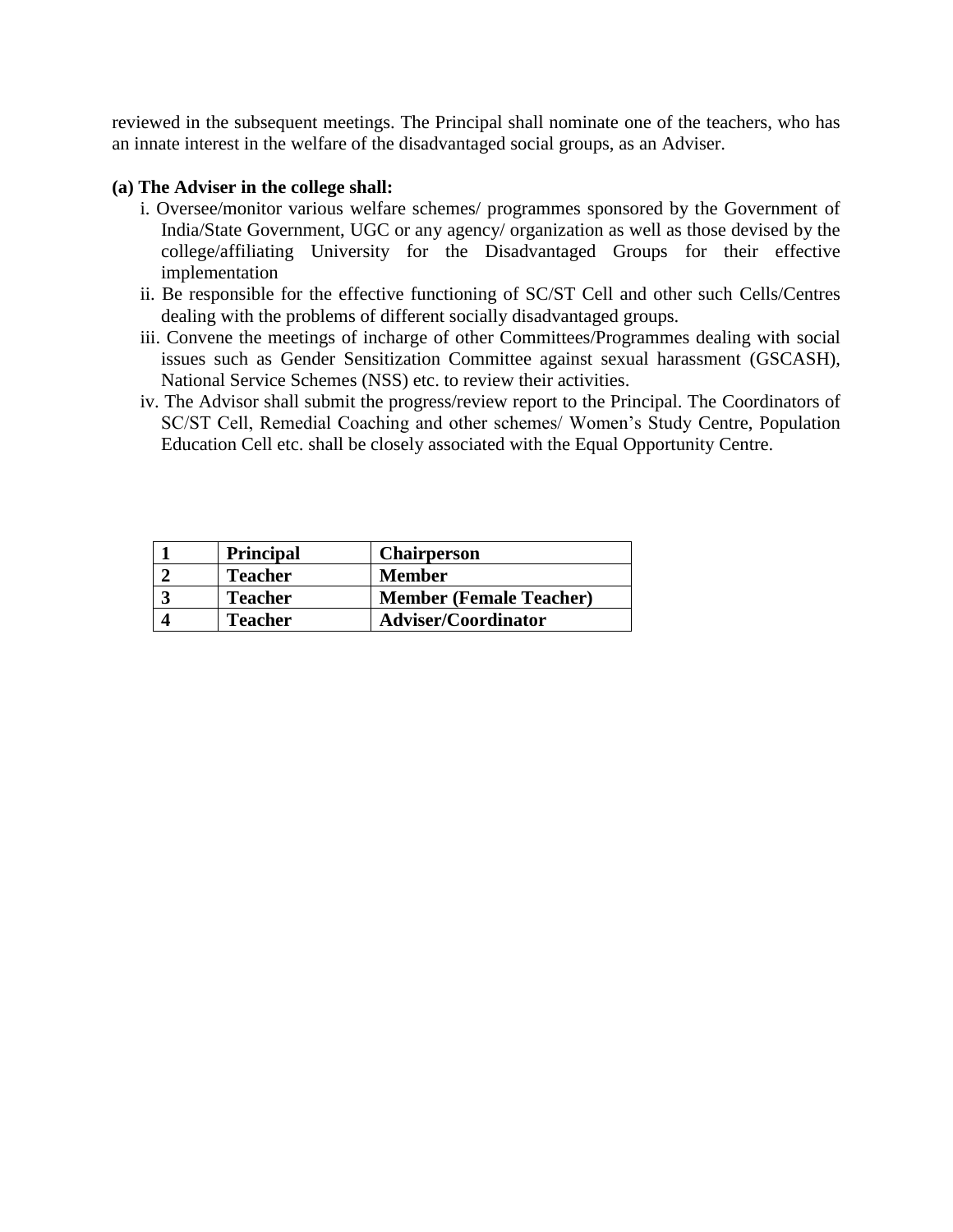reviewed in the subsequent meetings. The Principal shall nominate one of the teachers, who has an innate interest in the welfare of the disadvantaged social groups, as an Adviser.

**(a) The Adviser in the college shall:**

i. Oversee/monitor various welfare schemes/ programmes sponsored by the Government of India/State Government, UGC or any agency/ organization as well as those devised by the college/affiliating University for the Disadvantaged Groups for their effective implementation

ii. Be responsible for the effective functioning of SC/ST Cell and other such Cells/Centres dealing with the problems of different socially disadvantaged groups.

iii. Convene the meetings of incharge of other Committees/Programmes dealing with social issues such as Gender Sensitization Committee against sexual harassment (GSCASH), National Service Schemes (NSS) etc. to review their activities.

iv. The Advisor shall submit the progress/review report to the Principal. The Coordinators of SC/ST Cell, Remedial Coaching and other schemes/ Women's Study Centre, Population Education Cell etc. shall be closely associated with the Equal Opportunity Centre.

| | | |
|---|---|---|
| **1** | **Principal** | **Chairperson** |
| **2** | **Teacher** | **Member** |
| **3** | **Teacher** | **Member (Female Teacher)** |
| **4** | **Teacher** | **Adviser/Coordinator** |